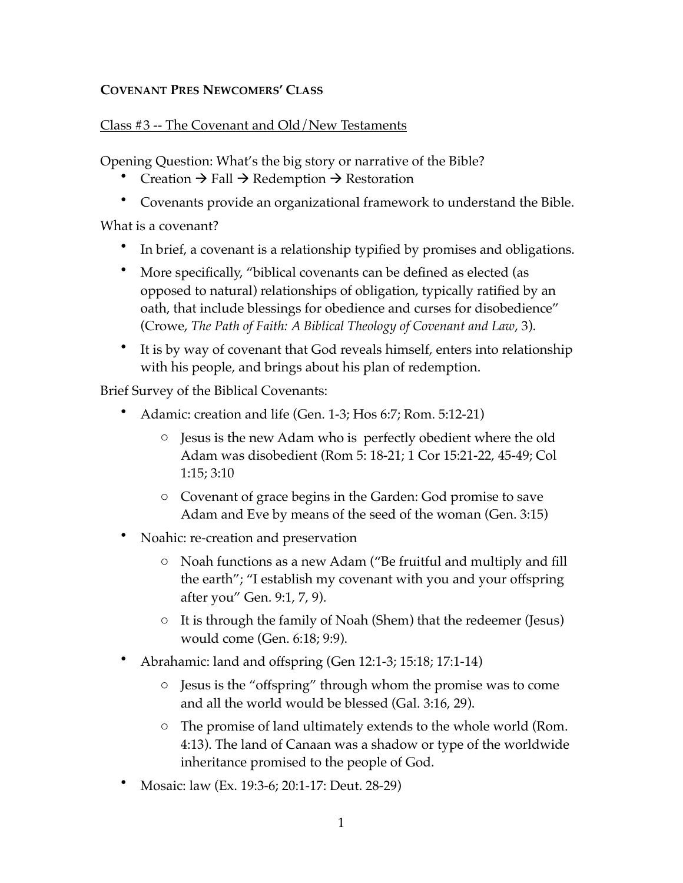**COVENANT PRES NEWCOMERS' CLASS**

Class #3 -- The Covenant and Old/New Testaments

Opening Question: What's the big story or narrative of the Bible?

- Creation → Fall → Redemption → Restoration
- Covenants provide an organizational framework to understand the Bible.

What is a covenant?

- In brief, a covenant is a relationship typified by promises and obligations.
- More specifically, "biblical covenants can be defined as elected (as opposed to natural) relationships of obligation, typically ratified by an oath, that include blessings for obedience and curses for disobedience" (Crowe, *The Path of Faith: A Biblical Theology of Covenant and Law*, 3).
- It is by way of covenant that God reveals himself, enters into relationship with his people, and brings about his plan of redemption.

Brief Survey of the Biblical Covenants:

- Adamic: creation and life (Gen. 1-3; Hos 6:7; Rom. 5:12-21)
  - Jesus is the new Adam who is perfectly obedient where the old Adam was disobedient (Rom 5: 18-21; 1 Cor 15:21-22, 45-49; Col 1:15; 3:10
  - Covenant of grace begins in the Garden: God promise to save Adam and Eve by means of the seed of the woman (Gen. 3:15)
- Noahic: re-creation and preservation
  - Noah functions as a new Adam ("Be fruitful and multiply and fill the earth"; "I establish my covenant with you and your offspring after you" Gen. 9:1, 7, 9).
  - It is through the family of Noah (Shem) that the redeemer (Jesus) would come (Gen. 6:18; 9:9).
- Abrahamic: land and offspring (Gen 12:1-3; 15:18; 17:1-14)
  - Jesus is the "offspring" through whom the promise was to come and all the world would be blessed (Gal. 3:16, 29).
  - The promise of land ultimately extends to the whole world (Rom. 4:13). The land of Canaan was a shadow or type of the worldwide inheritance promised to the people of God.
- Mosaic: law (Ex. 19:3-6; 20:1-17: Deut. 28-29)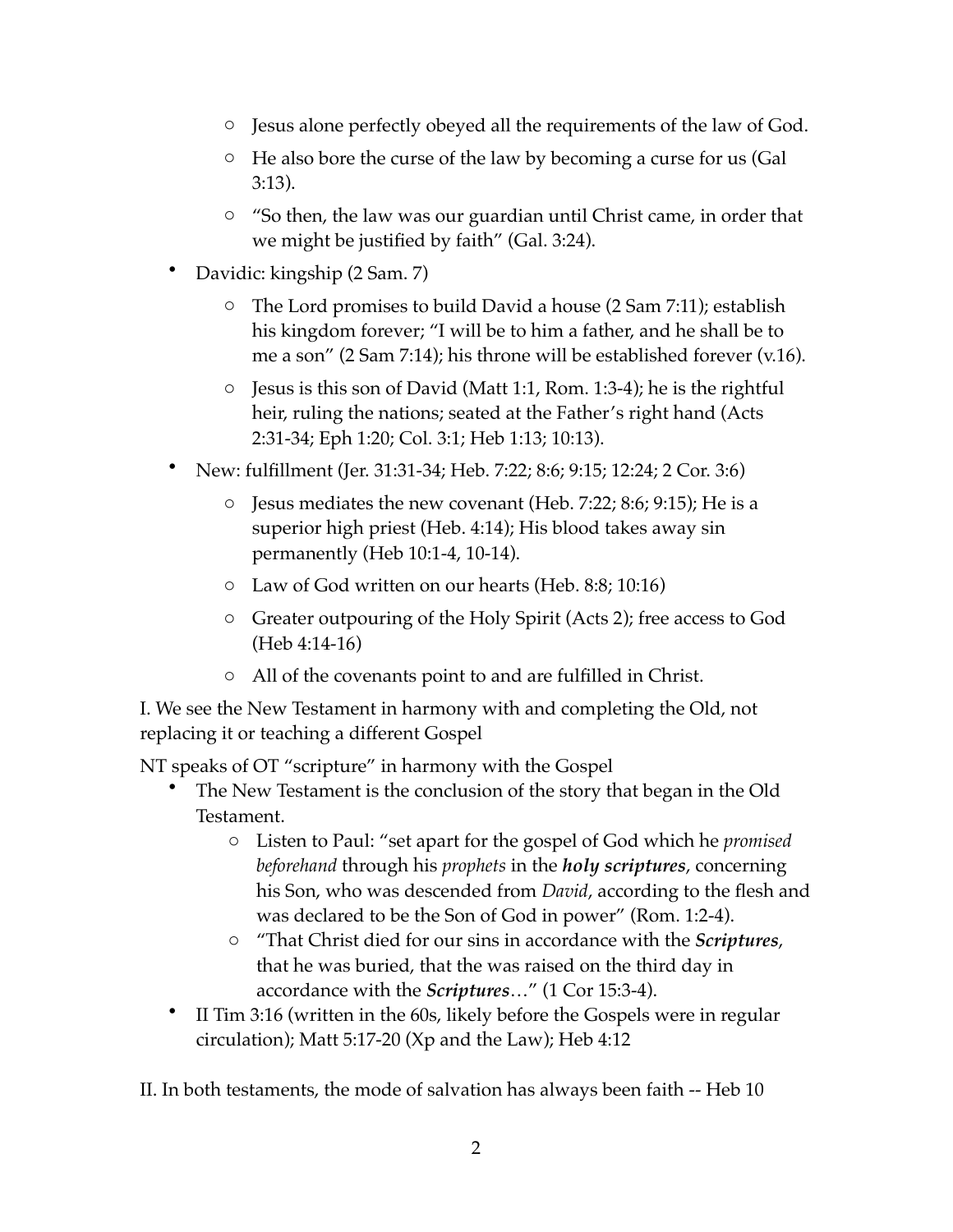- Jesus alone perfectly obeyed all the requirements of the law of God.
  - He also bore the curse of the law by becoming a curse for us (Gal 3:13).
  - "So then, the law was our guardian until Christ came, in order that we might be justified by faith" (Gal. 3:24).
- Davidic: kingship (2 Sam. 7)
  - The Lord promises to build David a house (2 Sam 7:11); establish his kingdom forever; "I will be to him a father, and he shall be to me a son" (2 Sam 7:14); his throne will be established forever (v.16).
  - Jesus is this son of David (Matt 1:1, Rom. 1:3-4); he is the rightful heir, ruling the nations; seated at the Father's right hand (Acts 2:31-34; Eph 1:20; Col. 3:1; Heb 1:13; 10:13).
- New: fulfillment (Jer. 31:31-34; Heb. 7:22; 8:6; 9:15; 12:24; 2 Cor. 3:6)
  - Jesus mediates the new covenant (Heb. 7:22; 8:6; 9:15); He is a superior high priest (Heb. 4:14); His blood takes away sin permanently (Heb 10:1-4, 10-14).
  - Law of God written on our hearts (Heb. 8:8; 10:16)
  - Greater outpouring of the Holy Spirit (Acts 2); free access to God (Heb 4:14-16)
  - All of the covenants point to and are fulfilled in Christ.

I. We see the New Testament in harmony with and completing the Old, not replacing it or teaching a different Gospel

NT speaks of OT "scripture" in harmony with the Gospel

- The New Testament is the conclusion of the story that began in the Old Testament.
  - Listen to Paul: "set apart for the gospel of God which he *promised beforehand* through his *prophets* in the ***holy scriptures***, concerning his Son, who was descended from *David*, according to the flesh and was declared to be the Son of God in power" (Rom. 1:2-4).
  - "That Christ died for our sins in accordance with the ***Scriptures***, that he was buried, that the was raised on the third day in accordance with the ***Scriptures***…" (1 Cor 15:3-4).
- II Tim 3:16 (written in the 60s, likely before the Gospels were in regular circulation); Matt 5:17-20 (Xp and the Law); Heb 4:12

II. In both testaments, the mode of salvation has always been faith -- Heb 10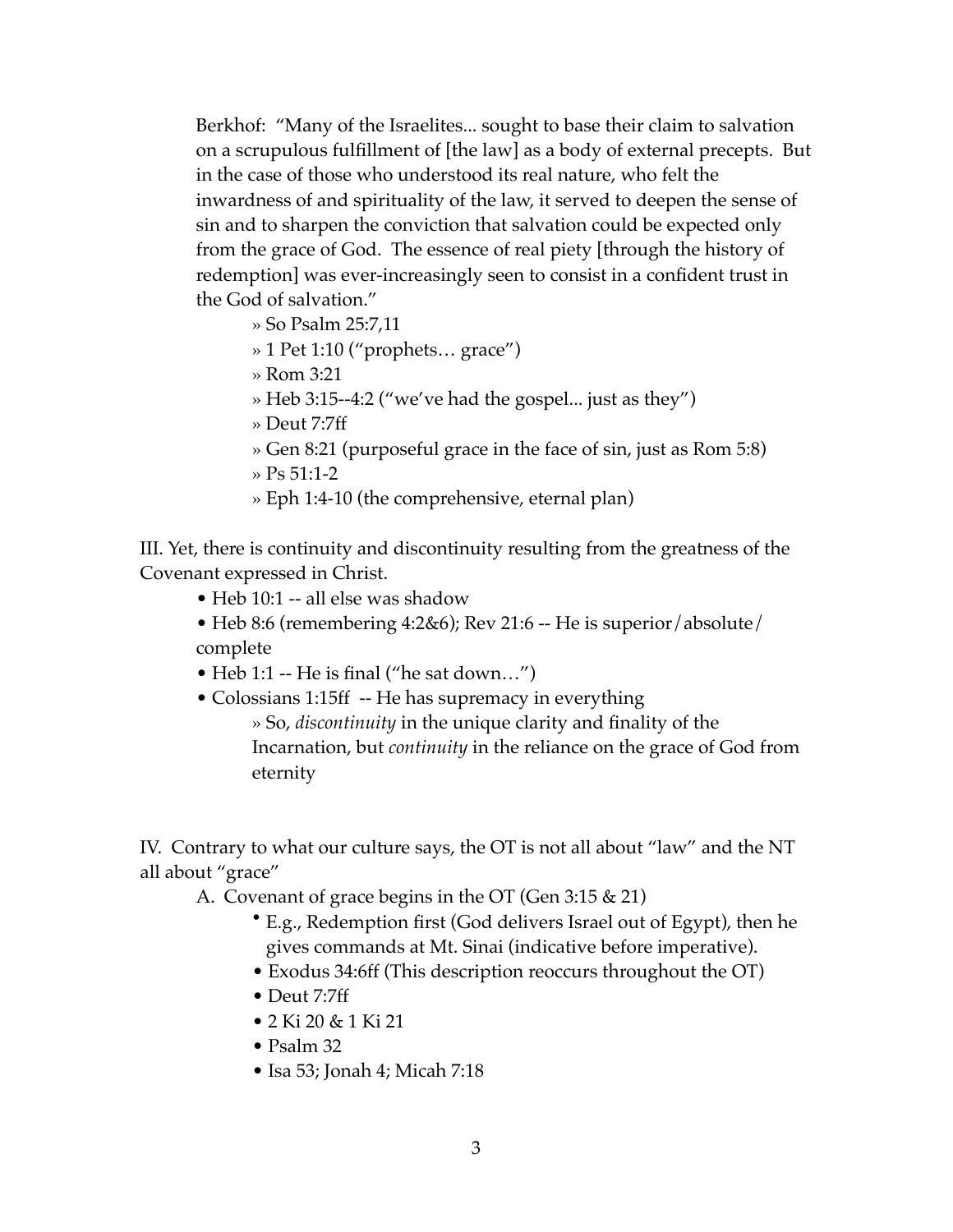Berkhof: "Many of the Israelites... sought to base their claim to salvation on a scrupulous fulfillment of [the law] as a body of external precepts. But in the case of those who understood its real nature, who felt the inwardness of and spirituality of the law, it served to deepen the sense of sin and to sharpen the conviction that salvation could be expected only from the grace of God. The essence of real piety [through the history of redemption] was ever-increasingly seen to consist in a confident trust in the God of salvation."

- » So Psalm 25:7,11
- » 1 Pet 1:10 ("prophets… grace")
- » Rom 3:21
- » Heb 3:15--4:2 ("we've had the gospel... just as they")
- » Deut 7:7ff
- » Gen 8:21 (purposeful grace in the face of sin, just as Rom 5:8)
- » Ps 51:1-2
- » Eph 1:4-10 (the comprehensive, eternal plan)

III. Yet, there is continuity and discontinuity resulting from the greatness of the Covenant expressed in Christ.

- • Heb 10:1 -- all else was shadow
- • Heb 8:6 (remembering 4:2&6); Rev 21:6 -- He is superior/absolute/complete
- • Heb 1:1 -- He is final ("he sat down…")
- • Colossians 1:15ff -- He has supremacy in everything
  - » So, *discontinuity* in the unique clarity and finality of the Incarnation, but *continuity* in the reliance on the grace of God from eternity

IV. Contrary to what our culture says, the OT is not all about "law" and the NT all about "grace"

A. Covenant of grace begins in the OT (Gen 3:15 & 21)

- • E.g., Redemption first (God delivers Israel out of Egypt), then he gives commands at Mt. Sinai (indicative before imperative).
- • Exodus 34:6ff (This description reoccurs throughout the OT)
- • Deut 7:7ff
- • 2 Ki 20 & 1 Ki 21
- • Psalm 32
- • Isa 53; Jonah 4; Micah 7:18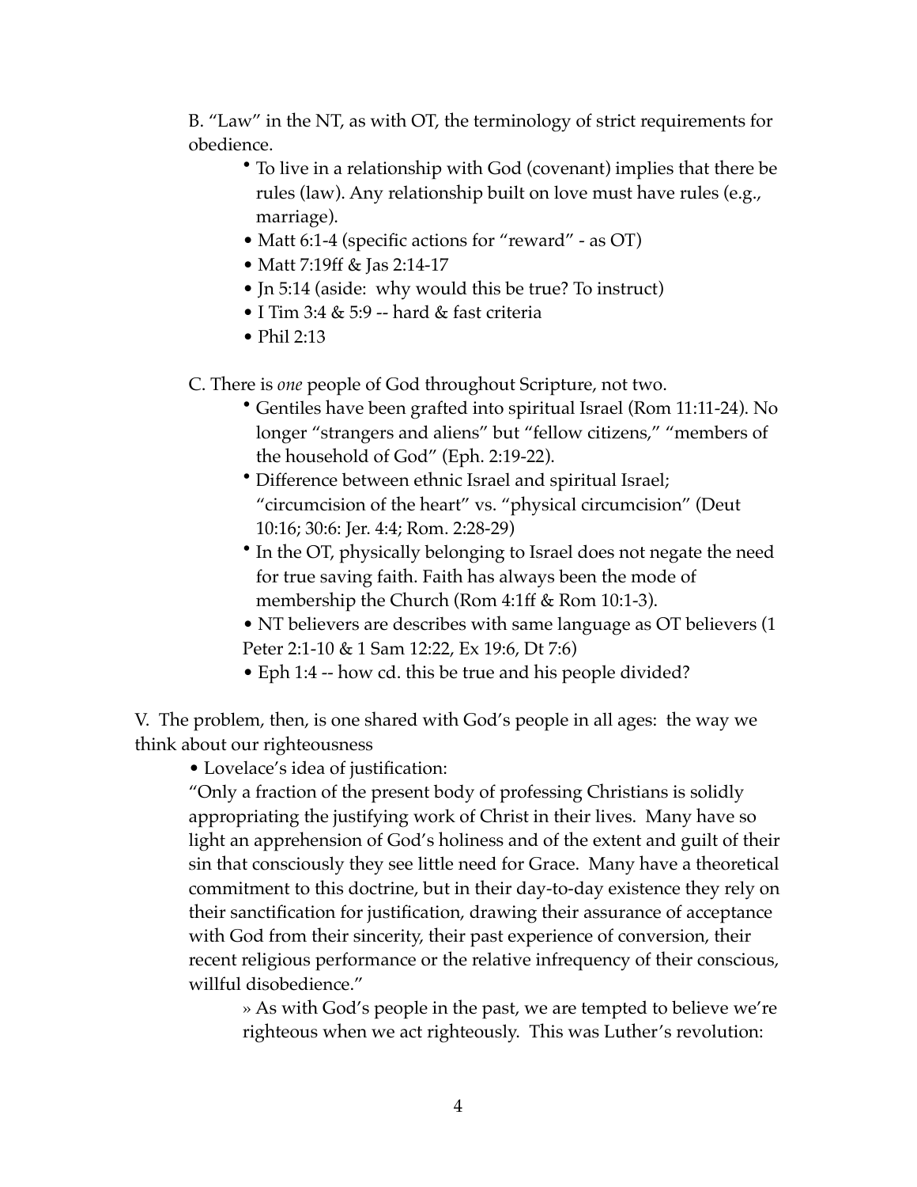B. "Law" in the NT, as with OT, the terminology of strict requirements for obedience.

- To live in a relationship with God (covenant) implies that there be rules (law). Any relationship built on love must have rules (e.g., marriage).
- Matt 6:1-4 (specific actions for "reward" - as OT)
- Matt 7:19ff & Jas 2:14-17
- Jn 5:14 (aside: why would this be true? To instruct)
- I Tim 3:4 & 5:9 -- hard & fast criteria
- Phil 2:13

C. There is *one* people of God throughout Scripture, not two.

- Gentiles have been grafted into spiritual Israel (Rom 11:11-24). No longer "strangers and aliens" but "fellow citizens," "members of the household of God" (Eph. 2:19-22).
- Difference between ethnic Israel and spiritual Israel; "circumcision of the heart" vs. "physical circumcision" (Deut 10:16; 30:6: Jer. 4:4; Rom. 2:28-29)
- In the OT, physically belonging to Israel does not negate the need for true saving faith. Faith has always been the mode of membership the Church (Rom 4:1ff & Rom 10:1-3).
- NT believers are describes with same language as OT believers (1 Peter 2:1-10 & 1 Sam 12:22, Ex 19:6, Dt 7:6)
- Eph 1:4 -- how cd. this be true and his people divided?

V. The problem, then, is one shared with God's people in all ages: the way we think about our righteousness

- Lovelace's idea of justification:

"Only a fraction of the present body of professing Christians is solidly appropriating the justifying work of Christ in their lives. Many have so light an apprehension of God's holiness and of the extent and guilt of their sin that consciously they see little need for Grace. Many have a theoretical commitment to this doctrine, but in their day-to-day existence they rely on their sanctification for justification, drawing their assurance of acceptance with God from their sincerity, their past experience of conversion, their recent religious performance or the relative infrequency of their conscious, willful disobedience."

» As with God's people in the past, we are tempted to believe we're righteous when we act righteously. This was Luther's revolution: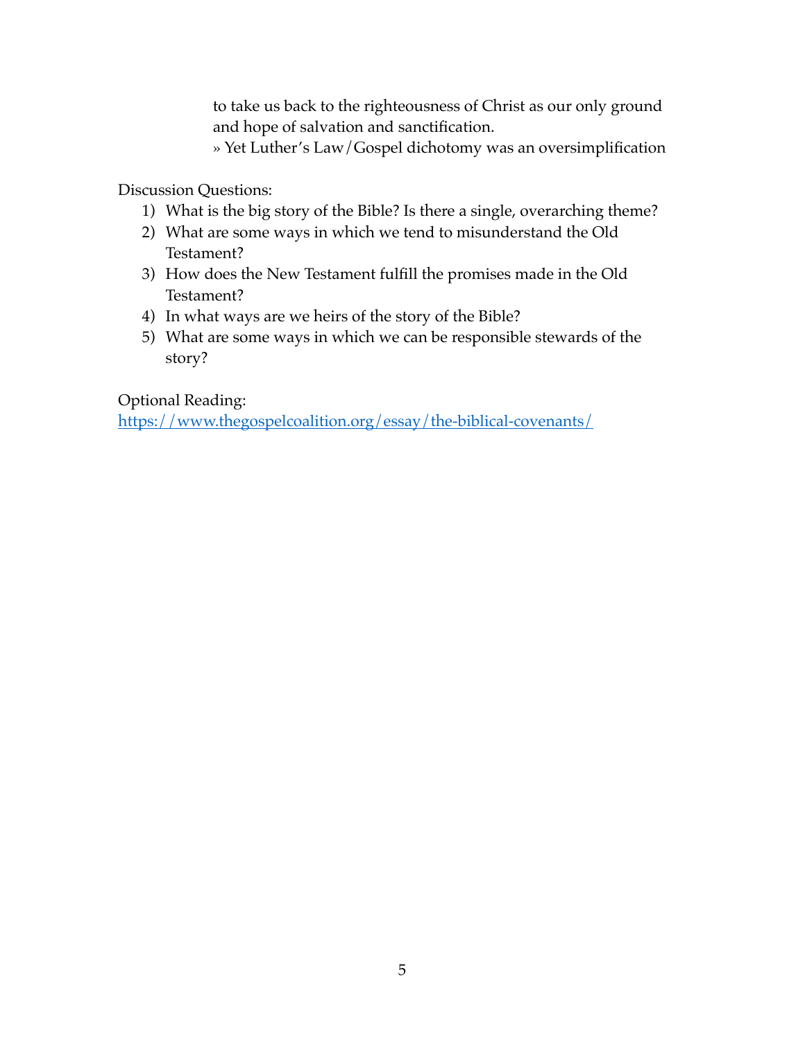to take us back to the righteousness of Christ as our only ground and hope of salvation and sanctification.

» Yet Luther's Law/Gospel dichotomy was an oversimplification

Discussion Questions:

1) What is the big story of the Bible? Is there a single, overarching theme?
2) What are some ways in which we tend to misunderstand the Old Testament?
3) How does the New Testament fulfill the promises made in the Old Testament?
4) In what ways are we heirs of the story of the Bible?
5) What are some ways in which we can be responsible stewards of the story?

Optional Reading:
https://www.thegospelcoalition.org/essay/the-biblical-covenants/